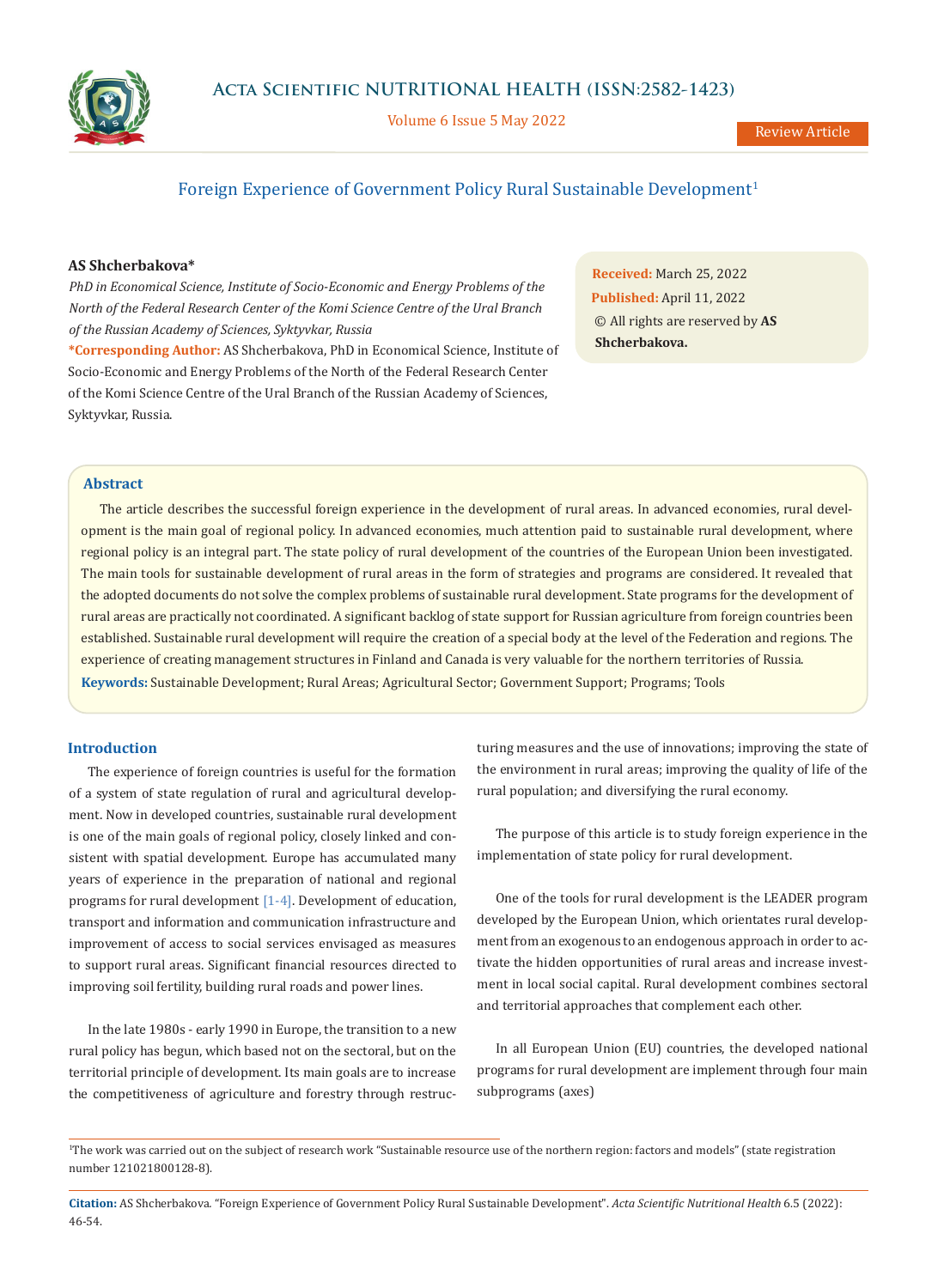# Foreign Experience of Government Policy Rural Sustainable Development[1]

**AS Shcherbakova***

*PhD in Economical Science, Institute of Socio-Economic and Energy Problems of the North of the Federal Research Center of the Komi Science Centre of the Ural Branch of the Russian Academy of Sciences, Syktyvkar, Russia*

***Corresponding Author:** AS Shcherbakova, PhD in Economical Science, Institute of Socio-Economic and Energy Problems of the North of the Federal Research Center of the Komi Science Centre of the Ural Branch of the Russian Academy of Sciences, Syktyvkar, Russia.

**Received:** March 25, 2022
**Published:** April 11, 2022
© All rights are reserved by **AS Shcherbakova.**

## Abstract

The article describes the successful foreign experience in the development of rural areas. In advanced economies, rural development is the main goal of regional policy. In advanced economies, much attention paid to sustainable rural development, where regional policy is an integral part. The state policy of rural development of the countries of the European Union been investigated. The main tools for sustainable development of rural areas in the form of strategies and programs are considered. It revealed that the adopted documents do not solve the complex problems of sustainable rural development. State programs for the development of rural areas are practically not coordinated. A significant backlog of state support for Russian agriculture from foreign countries been established. Sustainable rural development will require the creation of a special body at the level of the Federation and regions. The experience of creating management structures in Finland and Canada is very valuable for the northern territories of Russia.

**Keywords:** Sustainable Development; Rural Areas; Agricultural Sector; Government Support; Programs; Tools

## Introduction

The experience of foreign countries is useful for the formation of a system of state regulation of rural and agricultural development. Now in developed countries, sustainable rural development is one of the main goals of regional policy, closely linked and consistent with spatial development. Europe has accumulated many years of experience in the preparation of national and regional programs for rural development [1-4]. Development of education, transport and information and communication infrastructure and improvement of access to social services envisaged as measures to support rural areas. Significant financial resources directed to improving soil fertility, building rural roads and power lines.

In the late 1980s - early 1990 in Europe, the transition to a new rural policy has begun, which based not on the sectoral, but on the territorial principle of development. Its main goals are to increase the competitiveness of agriculture and forestry through restructuring measures and the use of innovations; improving the state of the environment in rural areas; improving the quality of life of the rural population; and diversifying the rural economy.

The purpose of this article is to study foreign experience in the implementation of state policy for rural development.

One of the tools for rural development is the LEADER program developed by the European Union, which orientates rural development from an exogenous to an endogenous approach in order to activate the hidden opportunities of rural areas and increase investment in local social capital. Rural development combines sectoral and territorial approaches that complement each other.

In all European Union (EU) countries, the developed national programs for rural development are implement through four main subprograms (axes)

[1]The work was carried out on the subject of research work "Sustainable resource use of the northern region: factors and models" (state registration number 121021800128-8).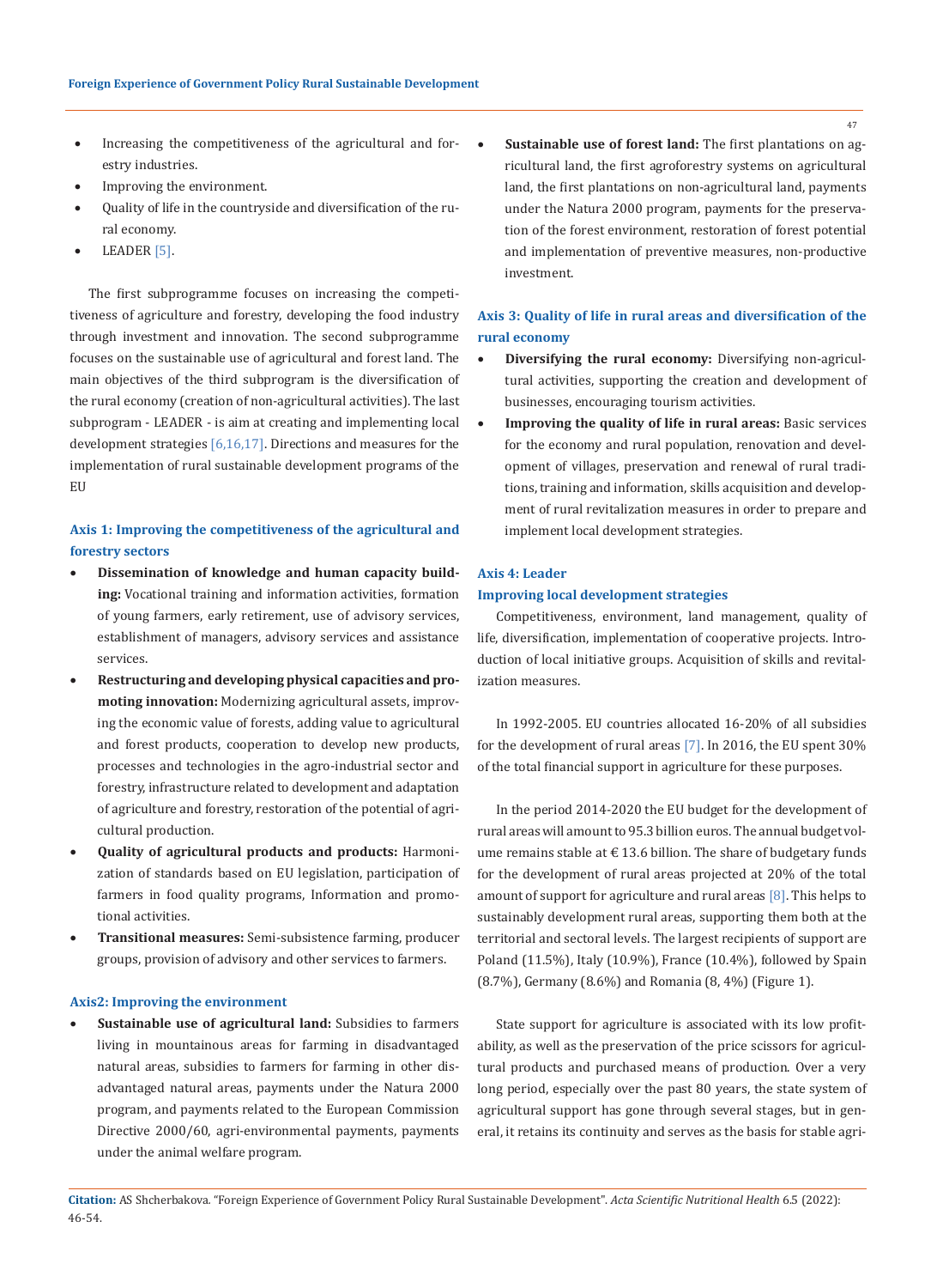- Increasing the competitiveness of the agricultural and forestry industries.
- Improving the environment.
- Quality of life in the countryside and diversification of the rural economy.
- LEADER [5].

The first subprogramme focuses on increasing the competitiveness of agriculture and forestry, developing the food industry through investment and innovation. The second subprogramme focuses on the sustainable use of agricultural and forest land. The main objectives of the third subprogram is the diversification of the rural economy (creation of non-agricultural activities). The last subprogram - LEADER - is aim at creating and implementing local development strategies [6,16,17]. Directions and measures for the implementation of rural sustainable development programs of the EU

### Axis 1: Improving the competitiveness of the agricultural and forestry sectors

- **Dissemination of knowledge and human capacity building:** Vocational training and information activities, formation of young farmers, early retirement, use of advisory services, establishment of managers, advisory services and assistance services.
- **Restructuring and developing physical capacities and promoting innovation:** Modernizing agricultural assets, improving the economic value of forests, adding value to agricultural and forest products, cooperation to develop new products, processes and technologies in the agro-industrial sector and forestry, infrastructure related to development and adaptation of agriculture and forestry, restoration of the potential of agricultural production.
- **Quality of agricultural products and products:** Harmonization of standards based on EU legislation, participation of farmers in food quality programs, Information and promotional activities.
- **Transitional measures:** Semi-subsistence farming, producer groups, provision of advisory and other services to farmers.

### Axis2: Improving the environment

- **Sustainable use of agricultural land:** Subsidies to farmers living in mountainous areas for farming in disadvantaged natural areas, subsidies to farmers for farming in other disadvantaged natural areas, payments under the Natura 2000 program, and payments related to the European Commission Directive 2000/60, agri-environmental payments, payments under the animal welfare program.
- **Sustainable use of forest land:** The first plantations on agricultural land, the first agroforestry systems on agricultural land, the first plantations on non-agricultural land, payments under the Natura 2000 program, payments for the preservation of the forest environment, restoration of forest potential and implementation of preventive measures, non-productive investment.

### Axis 3: Quality of life in rural areas and diversification of the rural economy

- **Diversifying the rural economy:** Diversifying non-agricultural activities, supporting the creation and development of businesses, encouraging tourism activities.
- **Improving the quality of life in rural areas:** Basic services for the economy and rural population, renovation and development of villages, preservation and renewal of rural traditions, training and information, skills acquisition and development of rural revitalization measures in order to prepare and implement local development strategies.

### Axis 4: Leader

#### Improving local development strategies

Competitiveness, environment, land management, quality of life, diversification, implementation of cooperative projects. Introduction of local initiative groups. Acquisition of skills and revitalization measures.

In 1992-2005. EU countries allocated 16-20% of all subsidies for the development of rural areas [7]. In 2016, the EU spent 30% of the total financial support in agriculture for these purposes.

In the period 2014-2020 the EU budget for the development of rural areas will amount to 95.3 billion euros. The annual budget volume remains stable at € 13.6 billion. The share of budgetary funds for the development of rural areas projected at 20% of the total amount of support for agriculture and rural areas [8]. This helps to sustainably development rural areas, supporting them both at the territorial and sectoral levels. The largest recipients of support are Poland (11.5%), Italy (10.9%), France (10.4%), followed by Spain (8.7%), Germany (8.6%) and Romania (8, 4%) (Figure 1).

State support for agriculture is associated with its low profitability, as well as the preservation of the price scissors for agricultural products and purchased means of production. Over a very long period, especially over the past 80 years, the state system of agricultural support has gone through several stages, but in general, it retains its continuity and serves as the basis for stable agri-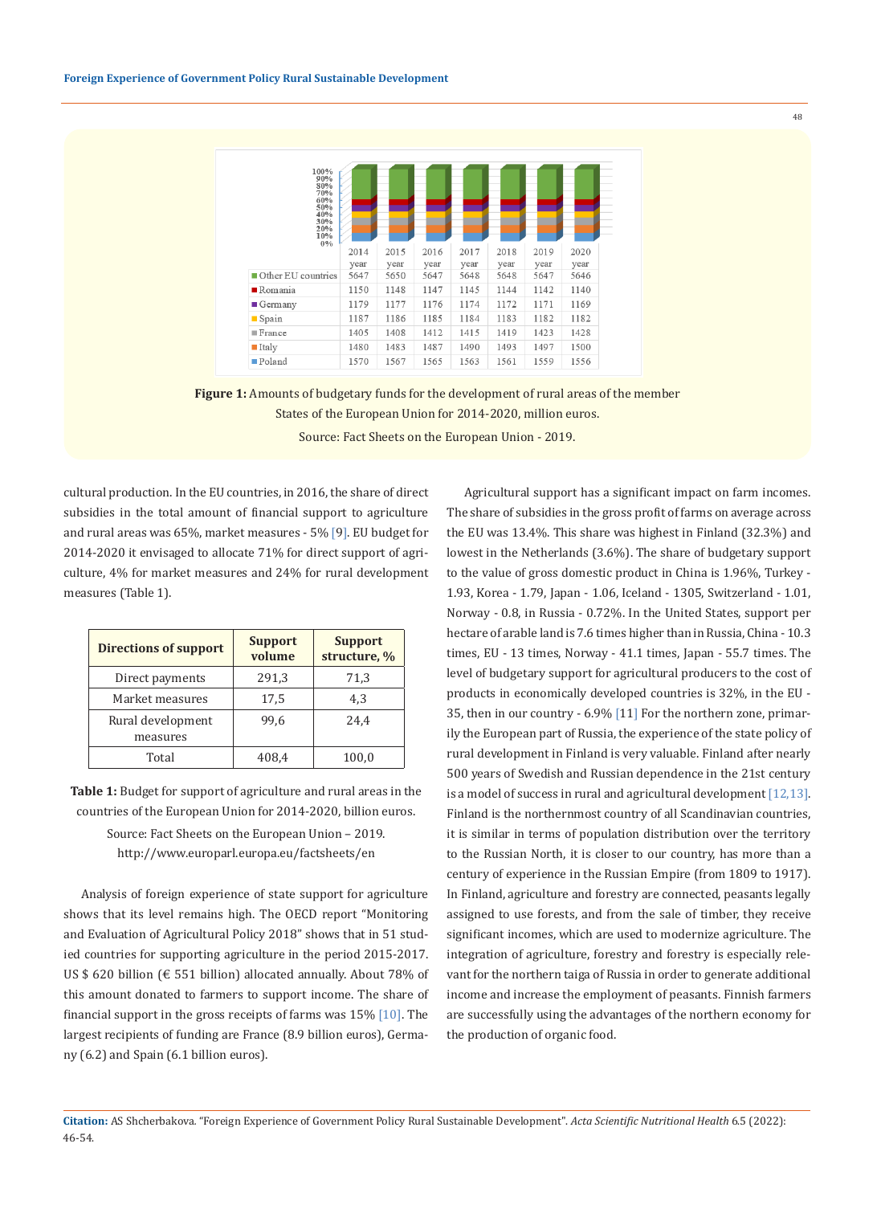|  | 2014 year | 2015 year | 2016 year | 2017 year | 2018 year | 2019 year | 2020 year |
|---|---|---|---|---|---|---|---|
| Other EU countries | 5647 | 5650 | 5647 | 5648 | 5648 | 5647 | 5646 |
| Romania | 1150 | 1148 | 1147 | 1145 | 1144 | 1142 | 1140 |
| Germany | 1179 | 1177 | 1176 | 1174 | 1172 | 1171 | 1169 |
| Spain | 1187 | 1186 | 1185 | 1184 | 1183 | 1182 | 1182 |
| France | 1405 | 1408 | 1412 | 1415 | 1419 | 1423 | 1428 |
| Italy | 1480 | 1483 | 1487 | 1490 | 1493 | 1497 | 1500 |
| Poland | 1570 | 1567 | 1565 | 1563 | 1561 | 1559 | 1556 |

**Figure 1:** Amounts of budgetary funds for the development of rural areas of the member States of the European Union for 2014-2020, million euros.

Source: Fact Sheets on the European Union - 2019.

cultural production. In the EU countries, in 2016, the share of direct subsidies in the total amount of financial support to agriculture and rural areas was 65%, market measures - 5% [9]. EU budget for 2014-2020 it envisaged to allocate 71% for direct support of agriculture, 4% for market measures and 24% for rural development measures (Table 1).

| Directions of support | Support volume | Support structure, % |
|---|---|---|
| Direct payments | 291,3 | 71,3 |
| Market measures | 17,5 | 4,3 |
| Rural development measures | 99,6 | 24,4 |
| Total | 408,4 | 100,0 |

**Table 1:** Budget for support of agriculture and rural areas in the countries of the European Union for 2014-2020, billion euros.

Source: Fact Sheets on the European Union – 2019. http://www.europarl.europa.eu/factsheets/en

Analysis of foreign experience of state support for agriculture shows that its level remains high. The OECD report "Monitoring and Evaluation of Agricultural Policy 2018" shows that in 51 studied countries for supporting agriculture in the period 2015-2017. US $ 620 billion (€ 551 billion) allocated annually. About 78% of this amount donated to farmers to support income. The share of financial support in the gross receipts of farms was 15% [10]. The largest recipients of funding are France (8.9 billion euros), Germany (6.2) and Spain (6.1 billion euros).

Agricultural support has a significant impact on farm incomes. The share of subsidies in the gross profit of farms on average across the EU was 13.4%. This share was highest in Finland (32.3%) and lowest in the Netherlands (3.6%). The share of budgetary support to the value of gross domestic product in China is 1.96%, Turkey - 1.93, Korea - 1.79, Japan - 1.06, Iceland - 1305, Switzerland - 1.01, Norway - 0.8, in Russia - 0.72%. In the United States, support per hectare of arable land is 7.6 times higher than in Russia, China - 10.3 times, EU - 13 times, Norway - 41.1 times, Japan - 55.7 times. The level of budgetary support for agricultural producers to the cost of products in economically developed countries is 32%, in the EU - 35, then in our country - 6.9% [11] For the northern zone, primarily the European part of Russia, the experience of the state policy of rural development in Finland is very valuable. Finland after nearly 500 years of Swedish and Russian dependence in the 21st century is a model of success in rural and agricultural development [12,13]. Finland is the northernmost country of all Scandinavian countries, it is similar in terms of population distribution over the territory to the Russian North, it is closer to our country, has more than a century of experience in the Russian Empire (from 1809 to 1917). In Finland, agriculture and forestry are connected, peasants legally assigned to use forests, and from the sale of timber, they receive significant incomes, which are used to modernize agriculture. The integration of agriculture, forestry and forestry is especially relevant for the northern taiga of Russia in order to generate additional income and increase the employment of peasants. Finnish farmers are successfully using the advantages of the northern economy for the production of organic food.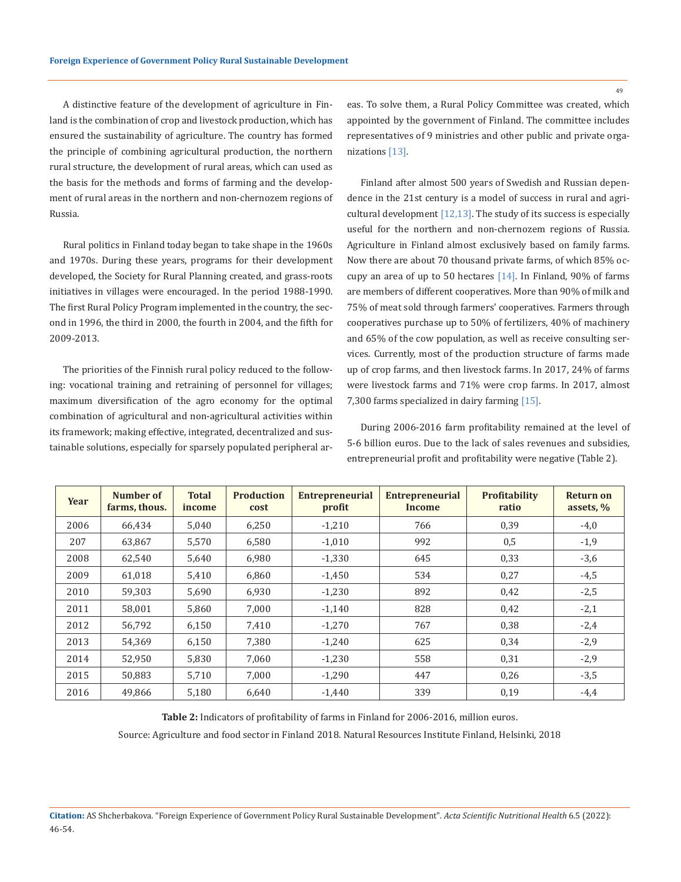A distinctive feature of the development of agriculture in Finland is the combination of crop and livestock production, which has ensured the sustainability of agriculture. The country has formed the principle of combining agricultural production, the northern rural structure, the development of rural areas, which can used as the basis for the methods and forms of farming and the development of rural areas in the northern and non-chernozem regions of Russia.

Rural politics in Finland today began to take shape in the 1960s and 1970s. During these years, programs for their development developed, the Society for Rural Planning created, and grass-roots initiatives in villages were encouraged. In the period 1988-1990. The first Rural Policy Program implemented in the country, the second in 1996, the third in 2000, the fourth in 2004, and the fifth for 2009-2013.

The priorities of the Finnish rural policy reduced to the following: vocational training and retraining of personnel for villages; maximum diversification of the agro economy for the optimal combination of agricultural and non-agricultural activities within its framework; making effective, integrated, decentralized and sustainable solutions, especially for sparsely populated peripheral areas. To solve them, a Rural Policy Committee was created, which appointed by the government of Finland. The committee includes representatives of 9 ministries and other public and private organizations [13].

Finland after almost 500 years of Swedish and Russian dependence in the 21st century is a model of success in rural and agricultural development [12,13]. The study of its success is especially useful for the northern and non-chernozem regions of Russia. Agriculture in Finland almost exclusively based on family farms. Now there are about 70 thousand private farms, of which 85% occupy an area of up to 50 hectares [14]. In Finland, 90% of farms are members of different cooperatives. More than 90% of milk and 75% of meat sold through farmers' cooperatives. Farmers through cooperatives purchase up to 50% of fertilizers, 40% of machinery and 65% of the cow population, as well as receive consulting services. Currently, most of the production structure of farms made up of crop farms, and then livestock farms. In 2017, 24% of farms were livestock farms and 71% were crop farms. In 2017, almost 7,300 farms specialized in dairy farming [15].

During 2006-2016 farm profitability remained at the level of 5-6 billion euros. Due to the lack of sales revenues and subsidies, entrepreneurial profit and profitability were negative (Table 2).

| Year | Number of farms, thous. | Total income | Production cost | Entrepreneurial profit | Entrepreneurial Income | Profitability ratio | Return on assets, % |
|---|---|---|---|---|---|---|---|
| 2006 | 66,434 | 5,040 | 6,250 | -1,210 | 766 | 0,39 | -4,0 |
| 207 | 63,867 | 5,570 | 6,580 | -1,010 | 992 | 0,5 | -1,9 |
| 2008 | 62,540 | 5,640 | 6,980 | -1,330 | 645 | 0,33 | -3,6 |
| 2009 | 61,018 | 5,410 | 6,860 | -1,450 | 534 | 0,27 | -4,5 |
| 2010 | 59,303 | 5,690 | 6,930 | -1,230 | 892 | 0,42 | -2,5 |
| 2011 | 58,001 | 5,860 | 7,000 | -1,140 | 828 | 0,42 | -2,1 |
| 2012 | 56,792 | 6,150 | 7,410 | -1,270 | 767 | 0,38 | -2,4 |
| 2013 | 54,369 | 6,150 | 7,380 | -1,240 | 625 | 0,34 | -2,9 |
| 2014 | 52,950 | 5,830 | 7,060 | -1,230 | 558 | 0,31 | -2,9 |
| 2015 | 50,883 | 5,710 | 7,000 | -1,290 | 447 | 0,26 | -3,5 |
| 2016 | 49,866 | 5,180 | 6,640 | -1,440 | 339 | 0,19 | -4,4 |

**Table 2:** Indicators of profitability of farms in Finland for 2006-2016, million euros.

Source: Agriculture and food sector in Finland 2018. Natural Resources Institute Finland, Helsinki, 2018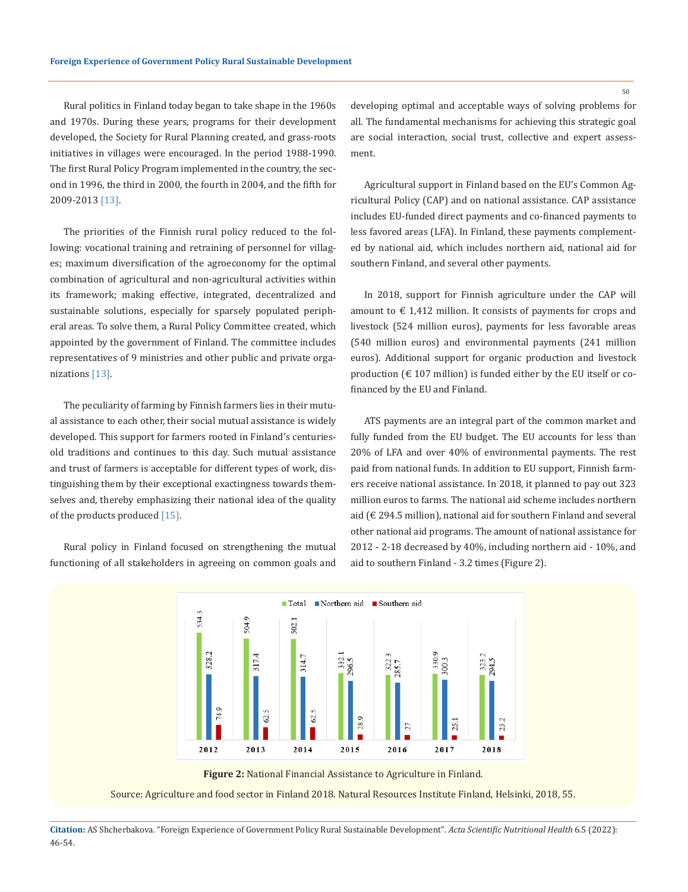Rural politics in Finland today began to take shape in the 1960s and 1970s. During these years, programs for their development developed, the Society for Rural Planning created, and grass-roots initiatives in villages were encouraged. In the period 1988-1990. The first Rural Policy Program implemented in the country, the second in 1996, the third in 2000, the fourth in 2004, and the fifth for 2009-2013 [13].

The priorities of the Finnish rural policy reduced to the following: vocational training and retraining of personnel for villages; maximum diversification of the agroeconomy for the optimal combination of agricultural and non-agricultural activities within its framework; making effective, integrated, decentralized and sustainable solutions, especially for sparsely populated peripheral areas. To solve them, a Rural Policy Committee created, which appointed by the government of Finland. The committee includes representatives of 9 ministries and other public and private organizations [13].

The peculiarity of farming by Finnish farmers lies in their mutual assistance to each other, their social mutual assistance is widely developed. This support for farmers rooted in Finland's centuries-old traditions and continues to this day. Such mutual assistance and trust of farmers is acceptable for different types of work, distinguishing them by their exceptional exactingness towards themselves and, thereby emphasizing their national idea of the quality of the products produced [15].

Rural policy in Finland focused on strengthening the mutual functioning of all stakeholders in agreeing on common goals and developing optimal and acceptable ways of solving problems for all. The fundamental mechanisms for achieving this strategic goal are social interaction, social trust, collective and expert assessment.

Agricultural support in Finland based on the EU's Common Agricultural Policy (CAP) and on national assistance. CAP assistance includes EU-funded direct payments and co-financed payments to less favored areas (LFA). In Finland, these payments complemented by national aid, which includes northern aid, national aid for southern Finland, and several other payments.

In 2018, support for Finnish agriculture under the CAP will amount to € 1,412 million. It consists of payments for crops and livestock (524 million euros), payments for less favorable areas (540 million euros) and environmental payments (241 million euros). Additional support for organic production and livestock production (€ 107 million) is funded either by the EU itself or co-financed by the EU and Finland.

ATS payments are an integral part of the common market and fully funded from the EU budget. The EU accounts for less than 20% of LFA and over 40% of environmental payments. The rest paid from national funds. In addition to EU support, Finnish farmers receive national assistance. In 2018, it planned to pay out 323 million euros to farms. The national aid scheme includes northern aid (€ 294.5 million), national aid for southern Finland and several other national aid programs. The amount of national assistance for 2012 - 2-18 decreased by 40%, including northern aid - 10%, and aid to southern Finland - 3.2 times (Figure 2).

| Year | Total | Northern aid | Southern aid |
| --- | --- | --- | --- |
| 2012 | 534.3 | 328.2 | 74.9 |
| 2013 | 504.9 | 317.4 | 62.5 |
| 2014 | 502.1 | 314.7 | 62.5 |
| 2015 | 332.1 | 296.5 | 28.9 |
| 2016 | 322.3 | 285.7 | 27 |
| 2017 | 330.9 | 300.3 | 25.1 |
| 2018 | 323.2 | 294.5 | 23.2 |

**Figure 2:** National Financial Assistance to Agriculture in Finland.

Source: Agriculture and food sector in Finland 2018. Natural Resources Institute Finland, Helsinki, 2018, 55.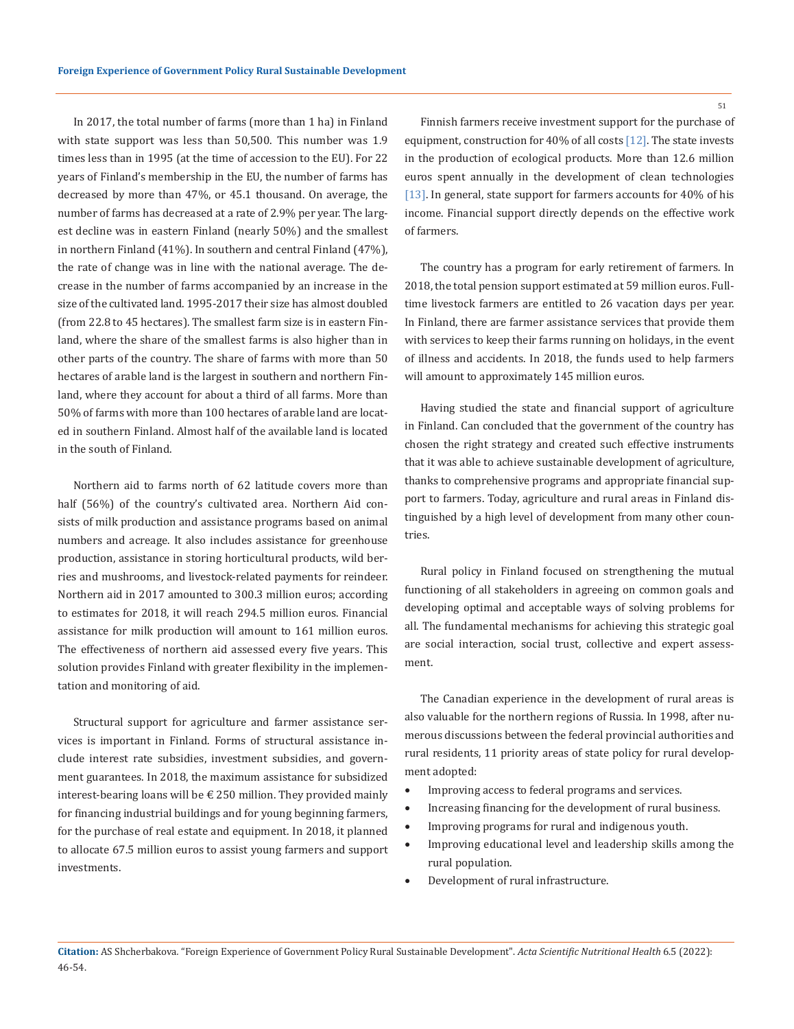In 2017, the total number of farms (more than 1 ha) in Finland with state support was less than 50,500. This number was 1.9 times less than in 1995 (at the time of accession to the EU). For 22 years of Finland's membership in the EU, the number of farms has decreased by more than 47%, or 45.1 thousand. On average, the number of farms has decreased at a rate of 2.9% per year. The largest decline was in eastern Finland (nearly 50%) and the smallest in northern Finland (41%). In southern and central Finland (47%), the rate of change was in line with the national average. The decrease in the number of farms accompanied by an increase in the size of the cultivated land. 1995-2017 their size has almost doubled (from 22.8 to 45 hectares). The smallest farm size is in eastern Finland, where the share of the smallest farms is also higher than in other parts of the country. The share of farms with more than 50 hectares of arable land is the largest in southern and northern Finland, where they account for about a third of all farms. More than 50% of farms with more than 100 hectares of arable land are located in southern Finland. Almost half of the available land is located in the south of Finland.

Northern aid to farms north of 62 latitude covers more than half (56%) of the country's cultivated area. Northern Aid consists of milk production and assistance programs based on animal numbers and acreage. It also includes assistance for greenhouse production, assistance in storing horticultural products, wild berries and mushrooms, and livestock-related payments for reindeer. Northern aid in 2017 amounted to 300.3 million euros; according to estimates for 2018, it will reach 294.5 million euros. Financial assistance for milk production will amount to 161 million euros. The effectiveness of northern aid assessed every five years. This solution provides Finland with greater flexibility in the implementation and monitoring of aid.

Structural support for agriculture and farmer assistance services is important in Finland. Forms of structural assistance include interest rate subsidies, investment subsidies, and government guarantees. In 2018, the maximum assistance for subsidized interest-bearing loans will be € 250 million. They provided mainly for financing industrial buildings and for young beginning farmers, for the purchase of real estate and equipment. In 2018, it planned to allocate 67.5 million euros to assist young farmers and support investments.

Finnish farmers receive investment support for the purchase of equipment, construction for 40% of all costs [12]. The state invests in the production of ecological products. More than 12.6 million euros spent annually in the development of clean technologies [13]. In general, state support for farmers accounts for 40% of his income. Financial support directly depends on the effective work of farmers.

The country has a program for early retirement of farmers. In 2018, the total pension support estimated at 59 million euros. Full-time livestock farmers are entitled to 26 vacation days per year. In Finland, there are farmer assistance services that provide them with services to keep their farms running on holidays, in the event of illness and accidents. In 2018, the funds used to help farmers will amount to approximately 145 million euros.

Having studied the state and financial support of agriculture in Finland. Can concluded that the government of the country has chosen the right strategy and created such effective instruments that it was able to achieve sustainable development of agriculture, thanks to comprehensive programs and appropriate financial support to farmers. Today, agriculture and rural areas in Finland distinguished by a high level of development from many other countries.

Rural policy in Finland focused on strengthening the mutual functioning of all stakeholders in agreeing on common goals and developing optimal and acceptable ways of solving problems for all. The fundamental mechanisms for achieving this strategic goal are social interaction, social trust, collective and expert assessment.

The Canadian experience in the development of rural areas is also valuable for the northern regions of Russia. In 1998, after numerous discussions between the federal provincial authorities and rural residents, 11 priority areas of state policy for rural development adopted:

- Improving access to federal programs and services.
- Increasing financing for the development of rural business.
- Improving programs for rural and indigenous youth.
- Improving educational level and leadership skills among the rural population.
- Development of rural infrastructure.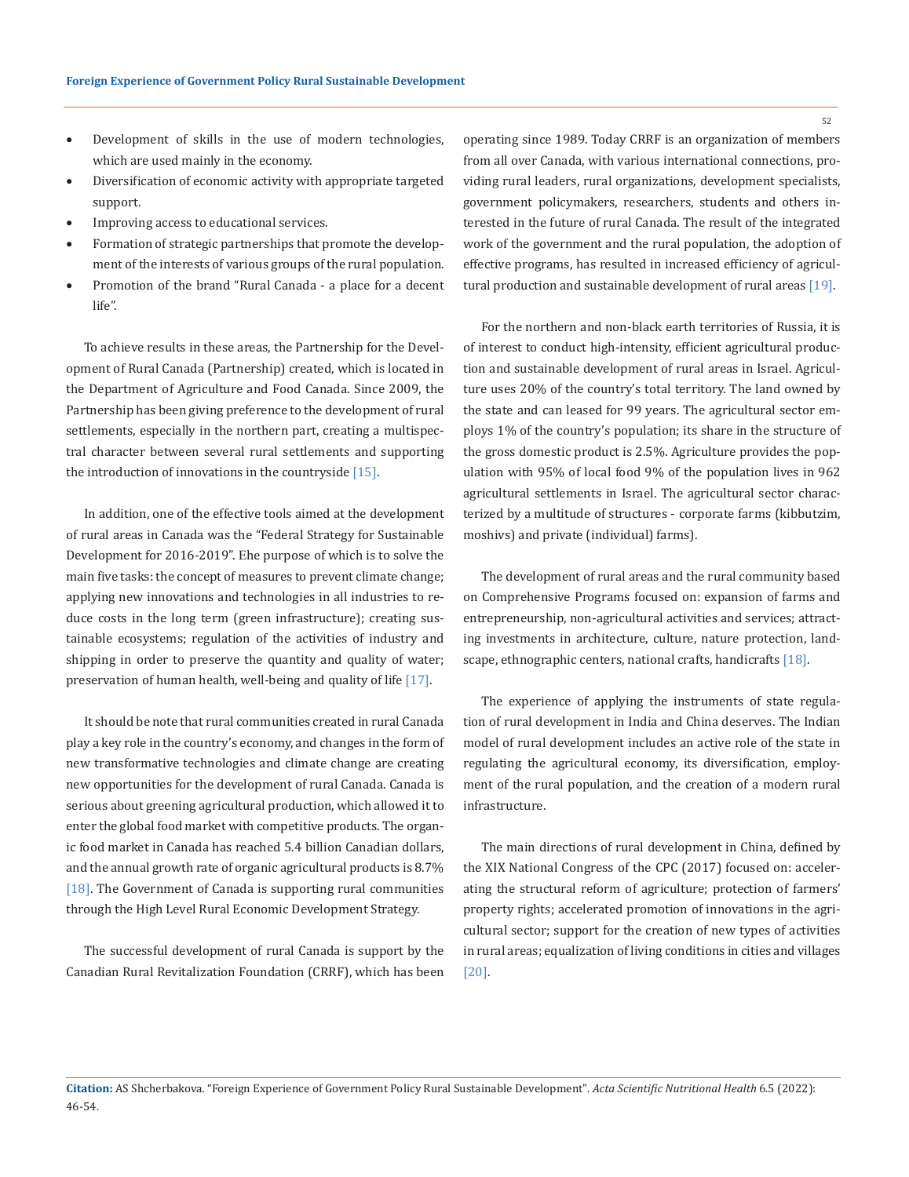- Development of skills in the use of modern technologies, which are used mainly in the economy.
- Diversification of economic activity with appropriate targeted support.
- Improving access to educational services.
- Formation of strategic partnerships that promote the development of the interests of various groups of the rural population.
- Promotion of the brand "Rural Canada - a place for a decent life".

To achieve results in these areas, the Partnership for the Development of Rural Canada (Partnership) created, which is located in the Department of Agriculture and Food Canada. Since 2009, the Partnership has been giving preference to the development of rural settlements, especially in the northern part, creating a multispectral character between several rural settlements and supporting the introduction of innovations in the countryside [15].

In addition, one of the effective tools aimed at the development of rural areas in Canada was the "Federal Strategy for Sustainable Development for 2016-2019". Ehe purpose of which is to solve the main five tasks: the concept of measures to prevent climate change; applying new innovations and technologies in all industries to reduce costs in the long term (green infrastructure); creating sustainable ecosystems; regulation of the activities of industry and shipping in order to preserve the quantity and quality of water; preservation of human health, well-being and quality of life [17].

It should be note that rural communities created in rural Canada play a key role in the country's economy, and changes in the form of new transformative technologies and climate change are creating new opportunities for the development of rural Canada. Canada is serious about greening agricultural production, which allowed it to enter the global food market with competitive products. The organic food market in Canada has reached 5.4 billion Canadian dollars, and the annual growth rate of organic agricultural products is 8.7% [18]. The Government of Canada is supporting rural communities through the High Level Rural Economic Development Strategy.

The successful development of rural Canada is support by the Canadian Rural Revitalization Foundation (CRRF), which has been operating since 1989. Today CRRF is an organization of members from all over Canada, with various international connections, providing rural leaders, rural organizations, development specialists, government policymakers, researchers, students and others interested in the future of rural Canada. The result of the integrated work of the government and the rural population, the adoption of effective programs, has resulted in increased efficiency of agricultural production and sustainable development of rural areas [19].

For the northern and non-black earth territories of Russia, it is of interest to conduct high-intensity, efficient agricultural production and sustainable development of rural areas in Israel. Agriculture uses 20% of the country's total territory. The land owned by the state and can leased for 99 years. The agricultural sector employs 1% of the country's population; its share in the structure of the gross domestic product is 2.5%. Agriculture provides the population with 95% of local food 9% of the population lives in 962 agricultural settlements in Israel. The agricultural sector characterized by a multitude of structures - corporate farms (kibbutzim, moshivs) and private (individual) farms).

The development of rural areas and the rural community based on Comprehensive Programs focused on: expansion of farms and entrepreneurship, non-agricultural activities and services; attracting investments in architecture, culture, nature protection, landscape, ethnographic centers, national crafts, handicrafts [18].

The experience of applying the instruments of state regulation of rural development in India and China deserves. The Indian model of rural development includes an active role of the state in regulating the agricultural economy, its diversification, employment of the rural population, and the creation of a modern rural infrastructure.

The main directions of rural development in China, defined by the XIX National Congress of the CPC (2017) focused on: accelerating the structural reform of agriculture; protection of farmers' property rights; accelerated promotion of innovations in the agricultural sector; support for the creation of new types of activities in rural areas; equalization of living conditions in cities and villages [20].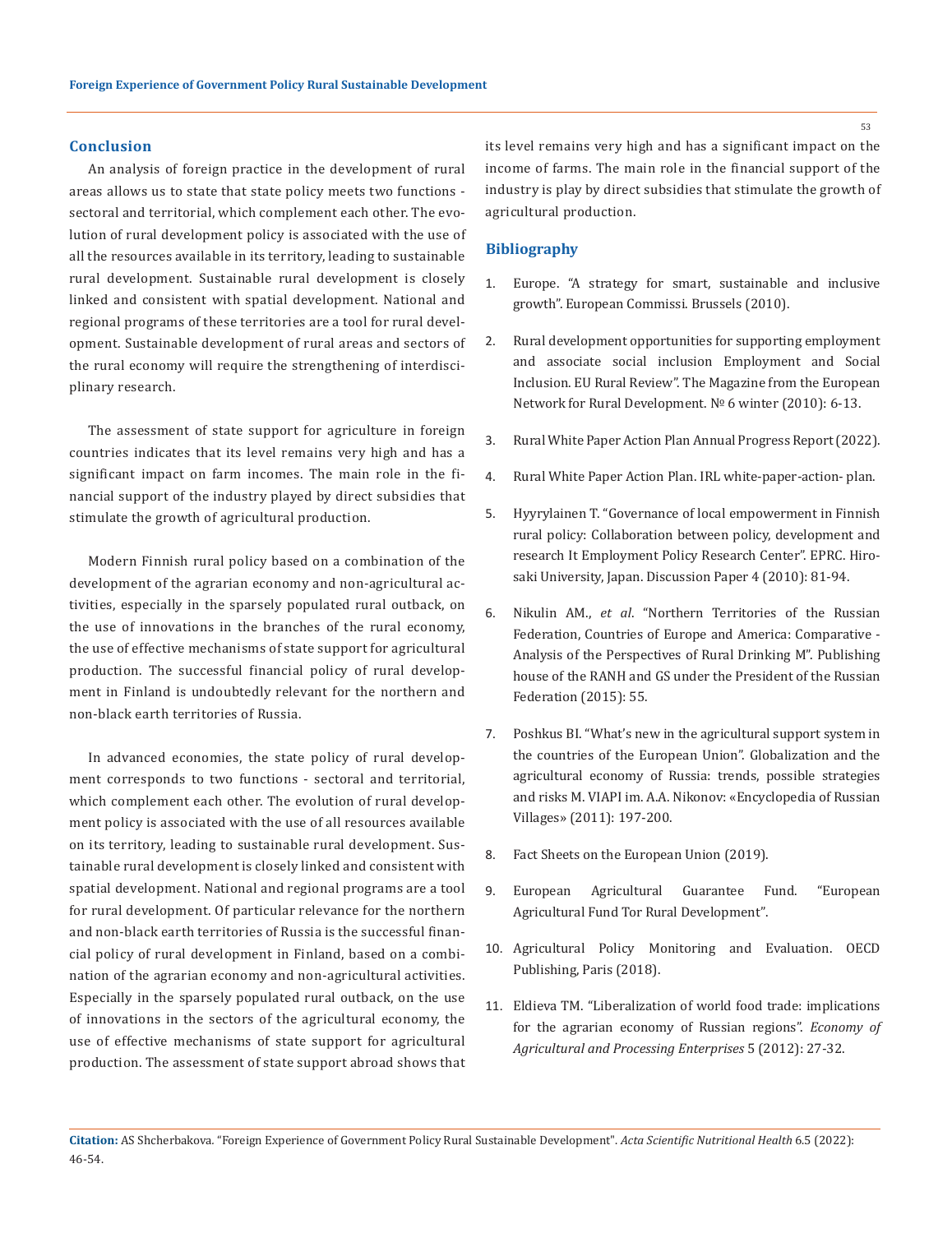## Conclusion

An analysis of foreign practice in the development of rural areas allows us to state that state policy meets two functions - sectoral and territorial, which complement each other. The evolution of rural development policy is associated with the use of all the resources available in its territory, leading to sustainable rural development. Sustainable rural development is closely linked and consistent with spatial development. National and regional programs of these territories are a tool for rural development. Sustainable development of rural areas and sectors of the rural economy will require the strengthening of interdisciplinary research.

The assessment of state support for agriculture in foreign countries indicates that its level remains very high and has a significant impact on farm incomes. The main role in the financial support of the industry played by direct subsidies that stimulate the growth of agricultural production.

Modern Finnish rural policy based on a combination of the development of the agrarian economy and non-agricultural activities, especially in the sparsely populated rural outback, on the use of innovations in the branches of the rural economy, the use of effective mechanisms of state support for agricultural production. The successful financial policy of rural development in Finland is undoubtedly relevant for the northern and non-black earth territories of Russia.

In advanced economies, the state policy of rural development corresponds to two functions - sectoral and territorial, which complement each other. The evolution of rural development policy is associated with the use of all resources available on its territory, leading to sustainable rural development. Sustainable rural development is closely linked and consistent with spatial development. National and regional programs are a tool for rural development. Of particular relevance for the northern and non-black earth territories of Russia is the successful financial policy of rural development in Finland, based on a combination of the agrarian economy and non-agricultural activities. Especially in the sparsely populated rural outback, on the use of innovations in the sectors of the agricultural economy, the use of effective mechanisms of state support for agricultural production. The assessment of state support abroad shows that its level remains very high and has a significant impact on the income of farms. The main role in the financial support of the industry is play by direct subsidies that stimulate the growth of agricultural production.

## Bibliography

1. Europe. "A strategy for smart, sustainable and inclusive growth". European Commissi. Brussels (2010).
2. Rural development opportunities for supporting employment and associate social inclusion Employment and Social Inclusion. EU Rural Review". The Magazine from the European Network for Rural Development. № 6 winter (2010): 6-13.
3. Rural White Paper Action Plan Annual Progress Report (2022).
4. Rural White Paper Action Plan. IRL white-paper-action- plan.
5. Hyyrylainen T. "Governance of local empowerment in Finnish rural policy: Collaboration between policy, development and research It Employment Policy Research Center". EPRC. Hirosaki University, Japan. Discussion Paper 4 (2010): 81-94.
6. Nikulin AM., *et al*. "Northern Territories of the Russian Federation, Countries of Europe and America: Comparative - Analysis of the Perspectives of Rural Drinking M". Publishing house of the RANH and GS under the President of the Russian Federation (2015): 55.
7. Poshkus BI. "What's new in the agricultural support system in the countries of the European Union". Globalization and the agricultural economy of Russia: trends, possible strategies and risks M. VIAPI im. A.A. Nikonov: «Encyclopedia of Russian Villages» (2011): 197-200.
8. Fact Sheets on the European Union (2019).
9. European Agricultural Guarantee Fund. "European Agricultural Fund Tor Rural Development".
10. Agricultural Policy Monitoring and Evaluation. OECD Publishing, Paris (2018).
11. Eldieva TM. "Liberalization of world food trade: implications for the agrarian economy of Russian regions". *Economy of Agricultural and Processing Enterprises* 5 (2012): 27-32.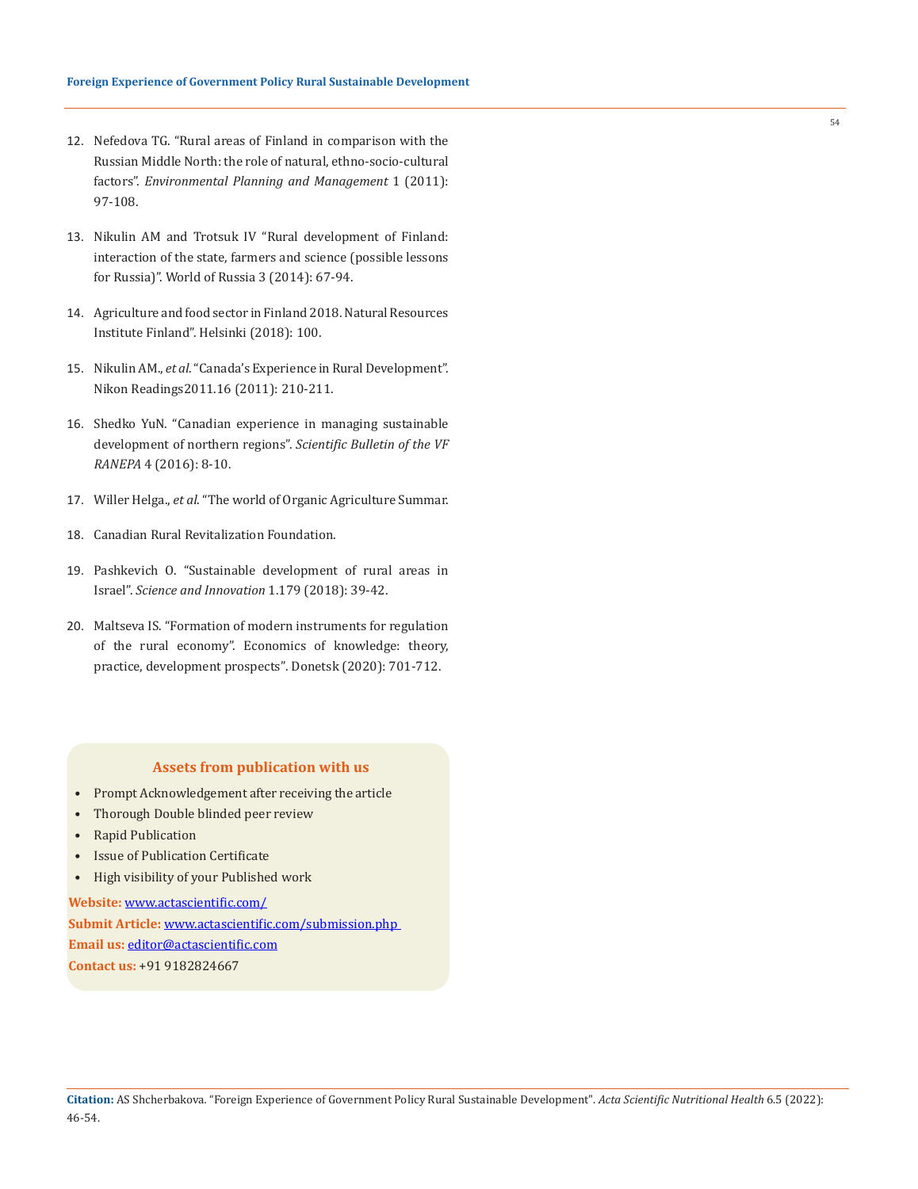12. Nefedova TG. "Rural areas of Finland in comparison with the Russian Middle North: the role of natural, ethno-socio-cultural factors". *Environmental Planning and Management* 1 (2011): 97-108.

13. Nikulin AM and Trotsuk IV "Rural development of Finland: interaction of the state, farmers and science (possible lessons for Russia)". World of Russia 3 (2014): 67-94.

14. Agriculture and food sector in Finland 2018. Natural Resources Institute Finland". Helsinki (2018): 100.

15. Nikulin AM., *et al.* "Canada's Experience in Rural Development". Nikon Readings2011.16 (2011): 210-211.

16. Shedko YuN. "Canadian experience in managing sustainable development of northern regions". *Scientific Bulletin of the VF RANEPA* 4 (2016): 8-10.

17. Willer Helga., *et al.* "The world of Organic Agriculture Summar.

18. Canadian Rural Revitalization Foundation.

19. Pashkevich O. "Sustainable development of rural areas in Israel". *Science and Innovation* 1.179 (2018): 39-42.

20. Maltseva IS. "Formation of modern instruments for regulation of the rural economy". Economics of knowledge: theory, practice, development prospects". Donetsk (2020): 701-712.

**Assets from publication with us**

- Prompt Acknowledgement after receiving the article
- Thorough Double blinded peer review
- Rapid Publication
- Issue of Publication Certificate
- High visibility of your Published work

**Website:** www.actascientific.com/
**Submit Article:** www.actascientific.com/submission.php
**Email us:** editor@actascientific.com
**Contact us:** +91 9182824667

**Citation:** AS Shcherbakova. "Foreign Experience of Government Policy Rural Sustainable Development". *Acta Scientific Nutritional Health* 6.5 (2022): 46-54.